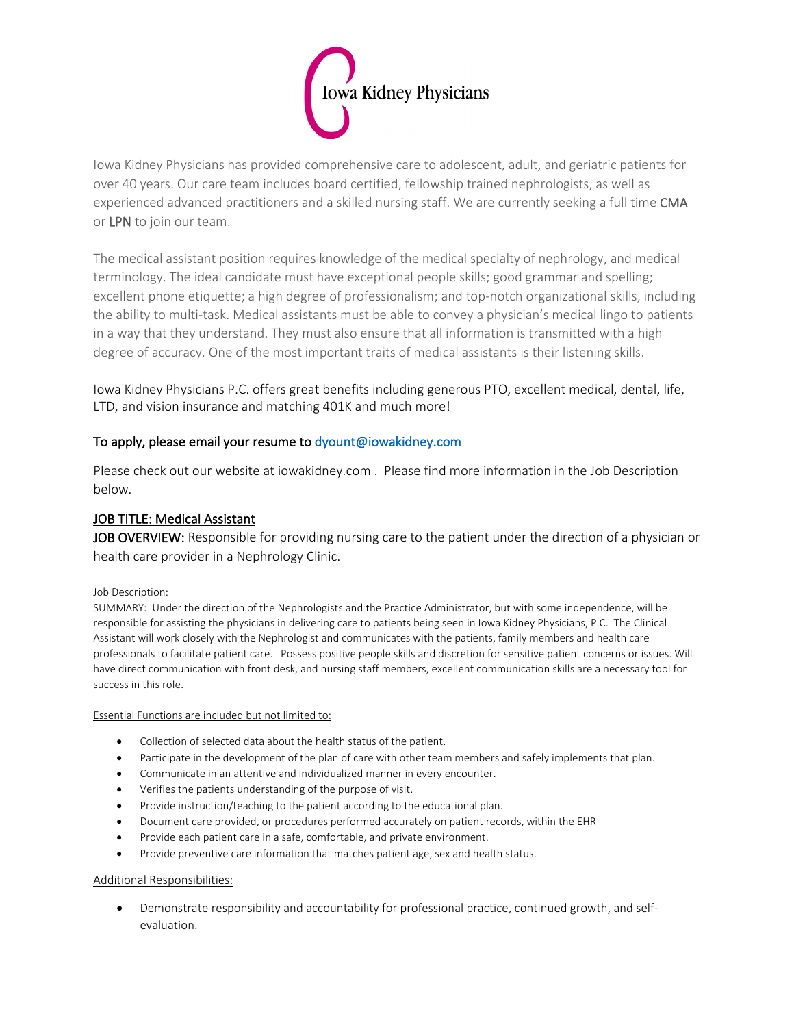# Iowa Kidney Physicians

Iowa Kidney Physicians has provided comprehensive care to adolescent, adult, and geriatric patients for over 40 years. Our care team includes board certified, fellowship trained nephrologists, as well as experienced advanced practitioners and a skilled nursing staff. We are currently seeking a full time CMA or LPN to join our team.

The medical assistant position requires knowledge of the medical specialty of nephrology, and medical terminology. The ideal candidate must have exceptional people skills; good grammar and spelling; excellent phone etiquette; a high degree of professionalism; and top-notch organizational skills, including the ability to multi-task. Medical assistants must be able to convey a physician's medical lingo to patients in a way that they understand. They must also ensure that all information is transmitted with a high degree of accuracy. One of the most important traits of medical assistants is their listening skills.

Iowa Kidney Physicians P.C. offers great benefits including generous PTO, excellent medical, dental, life, LTD, and vision insurance and matching 401K and much more!

**To apply, please email your resume to dyount@iowakidney.com**

Please check out our website at iowakidney.com . Please find more information in the Job Description below.

**JOB TITLE: Medical Assistant**

**JOB OVERVIEW:** Responsible for providing nursing care to the patient under the direction of a physician or health care provider in a Nephrology Clinic.

Job Description:

SUMMARY: Under the direction of the Nephrologists and the Practice Administrator, but with some independence, will be responsible for assisting the physicians in delivering care to patients being seen in Iowa Kidney Physicians, P.C. The Clinical Assistant will work closely with the Nephrologist and communicates with the patients, family members and health care professionals to facilitate patient care. Possess positive people skills and discretion for sensitive patient concerns or issues. Will have direct communication with front desk, and nursing staff members, excellent communication skills are a necessary tool for success in this role.

Essential Functions are included but not limited to:

- Collection of selected data about the health status of the patient.
- Participate in the development of the plan of care with other team members and safely implements that plan.
- Communicate in an attentive and individualized manner in every encounter.
- Verifies the patients understanding of the purpose of visit.
- Provide instruction/teaching to the patient according to the educational plan.
- Document care provided, or procedures performed accurately on patient records, within the EHR
- Provide each patient care in a safe, comfortable, and private environment.
- Provide preventive care information that matches patient age, sex and health status.

Additional Responsibilities:

- Demonstrate responsibility and accountability for professional practice, continued growth, and self-evaluation.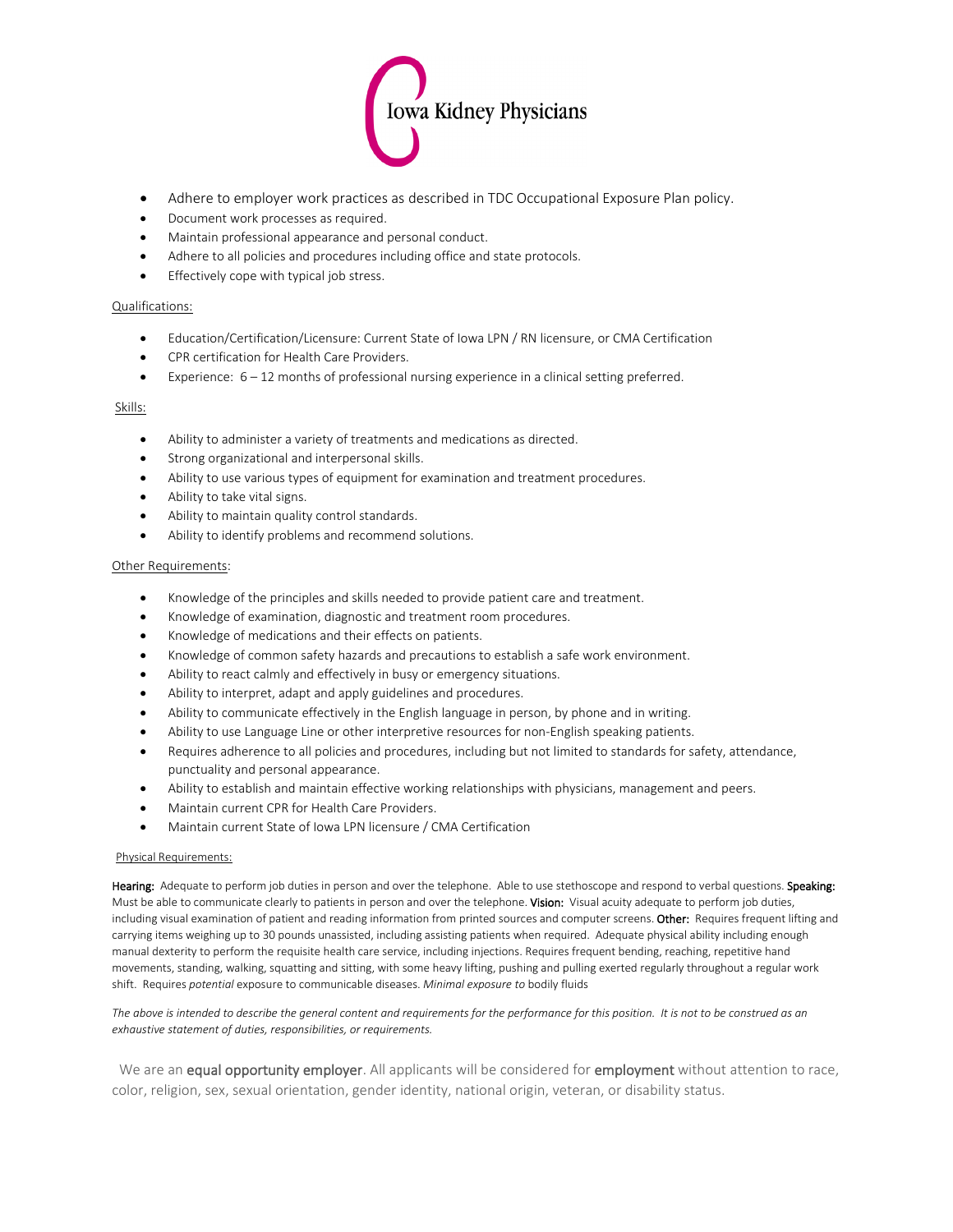Iowa Kidney Physicians

- Adhere to employer work practices as described in TDC Occupational Exposure Plan policy.
- Document work processes as required.
- Maintain professional appearance and personal conduct.
- Adhere to all policies and procedures including office and state protocols.
- Effectively cope with typical job stress.

Qualifications:

- Education/Certification/Licensure: Current State of Iowa LPN / RN licensure, or CMA Certification
- CPR certification for Health Care Providers.
- Experience: 6 – 12 months of professional nursing experience in a clinical setting preferred.

Skills:

- Ability to administer a variety of treatments and medications as directed.
- Strong organizational and interpersonal skills.
- Ability to use various types of equipment for examination and treatment procedures.
- Ability to take vital signs.
- Ability to maintain quality control standards.
- Ability to identify problems and recommend solutions.

Other Requirements:

- Knowledge of the principles and skills needed to provide patient care and treatment.
- Knowledge of examination, diagnostic and treatment room procedures.
- Knowledge of medications and their effects on patients.
- Knowledge of common safety hazards and precautions to establish a safe work environment.
- Ability to react calmly and effectively in busy or emergency situations.
- Ability to interpret, adapt and apply guidelines and procedures.
- Ability to communicate effectively in the English language in person, by phone and in writing.
- Ability to use Language Line or other interpretive resources for non-English speaking patients.
- Requires adherence to all policies and procedures, including but not limited to standards for safety, attendance, punctuality and personal appearance.
- Ability to establish and maintain effective working relationships with physicians, management and peers.
- Maintain current CPR for Health Care Providers.
- Maintain current State of Iowa LPN licensure / CMA Certification

Physical Requirements:

**Hearing:** Adequate to perform job duties in person and over the telephone. Able to use stethoscope and respond to verbal questions. **Speaking:** Must be able to communicate clearly to patients in person and over the telephone. **Vision:** Visual acuity adequate to perform job duties, including visual examination of patient and reading information from printed sources and computer screens. **Other:** Requires frequent lifting and carrying items weighing up to 30 pounds unassisted, including assisting patients when required. Adequate physical ability including enough manual dexterity to perform the requisite health care service, including injections. Requires frequent bending, reaching, repetitive hand movements, standing, walking, squatting and sitting, with some heavy lifting, pushing and pulling exerted regularly throughout a regular work shift. Requires *potential* exposure to communicable diseases. *Minimal exposure to* bodily fluids

*The above is intended to describe the general content and requirements for the performance for this position. It is not to be construed as an exhaustive statement of duties, responsibilities, or requirements.*

We are an **equal opportunity employer**. All applicants will be considered for **employment** without attention to race, color, religion, sex, sexual orientation, gender identity, national origin, veteran, or disability status.